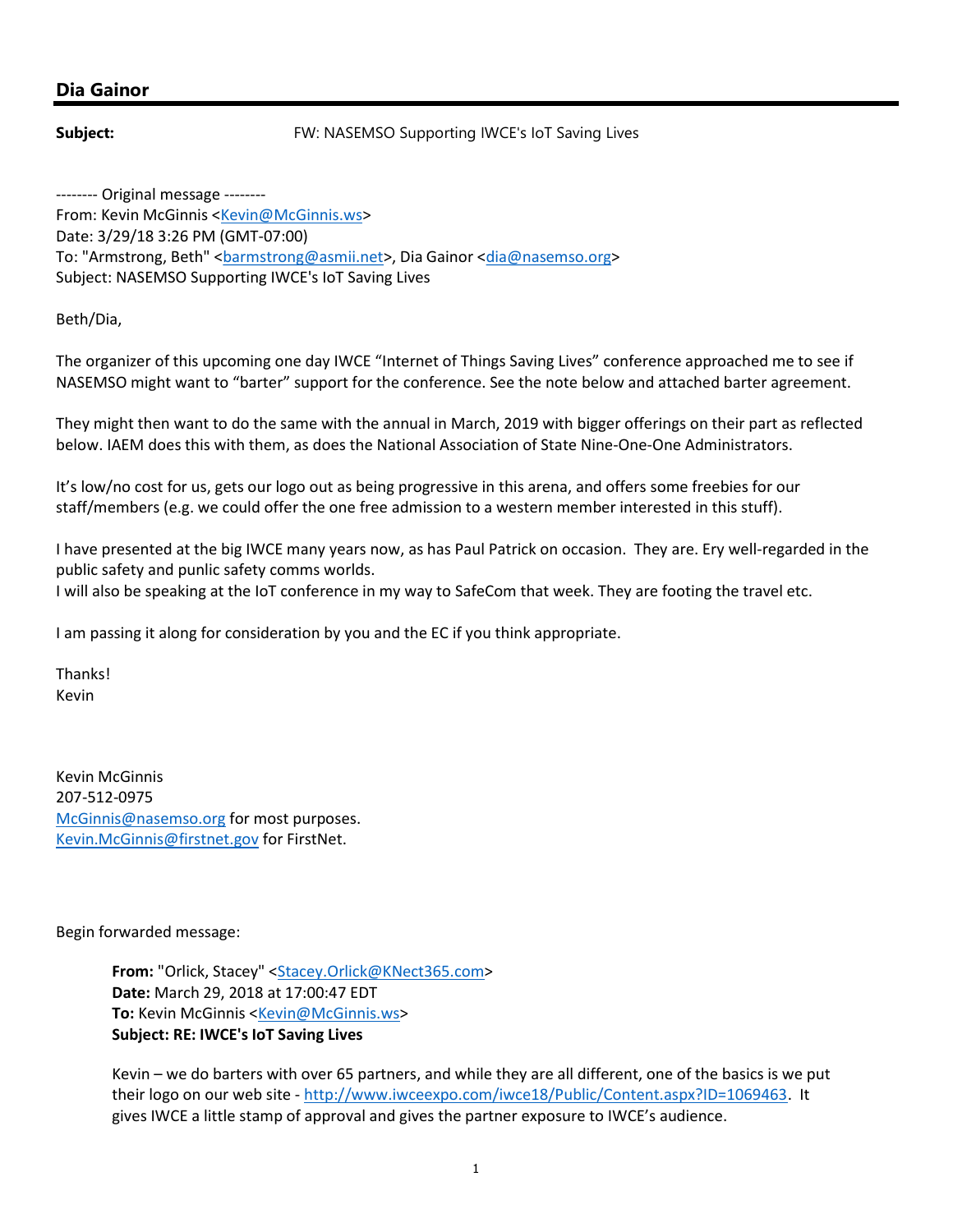## Dia Gainor

**Subject:** FW: NASEMSO Supporting IWCE's IoT Saving Lives

-------- Original message --------
From: Kevin McGinnis <Kevin@McGinnis.ws>
Date: 3/29/18 3:26 PM (GMT-07:00)
To: "Armstrong, Beth" <barmstrong@asmii.net>, Dia Gainor <dia@nasemso.org>
Subject: NASEMSO Supporting IWCE's IoT Saving Lives

Beth/Dia,

The organizer of this upcoming one day IWCE "Internet of Things Saving Lives" conference approached me to see if NASEMSO might want to "barter" support for the conference. See the note below and attached barter agreement.

They might then want to do the same with the annual in March, 2019 with bigger offerings on their part as reflected below. IAEM does this with them, as does the National Association of State Nine-One-One Administrators.

It's low/no cost for us, gets our logo out as being progressive in this arena, and offers some freebies for our staff/members (e.g. we could offer the one free admission to a western member interested in this stuff).

I have presented at the big IWCE many years now, as has Paul Patrick on occasion. They are. Ery well-regarded in the public safety and punlic safety comms worlds.
I will also be speaking at the IoT conference in my way to SafeCom that week. They are footing the travel etc.

I am passing it along for consideration by you and the EC if you think appropriate.

Thanks!
Kevin

Kevin McGinnis
207-512-0975
McGinnis@nasemso.org for most purposes.
Kevin.McGinnis@firstnet.gov for FirstNet.

Begin forwarded message:

> **From:** "Orlick, Stacey" <Stacey.Orlick@KNect365.com>
> **Date:** March 29, 2018 at 17:00:47 EDT
> **To:** Kevin McGinnis <Kevin@McGinnis.ws>
> **Subject: RE: IWCE's IoT Saving Lives**
>
> Kevin – we do barters with over 65 partners, and while they are all different, one of the basics is we put their logo on our web site - http://www.iwceexpo.com/iwce18/Public/Content.aspx?ID=1069463. It gives IWCE a little stamp of approval and gives the partner exposure to IWCE's audience.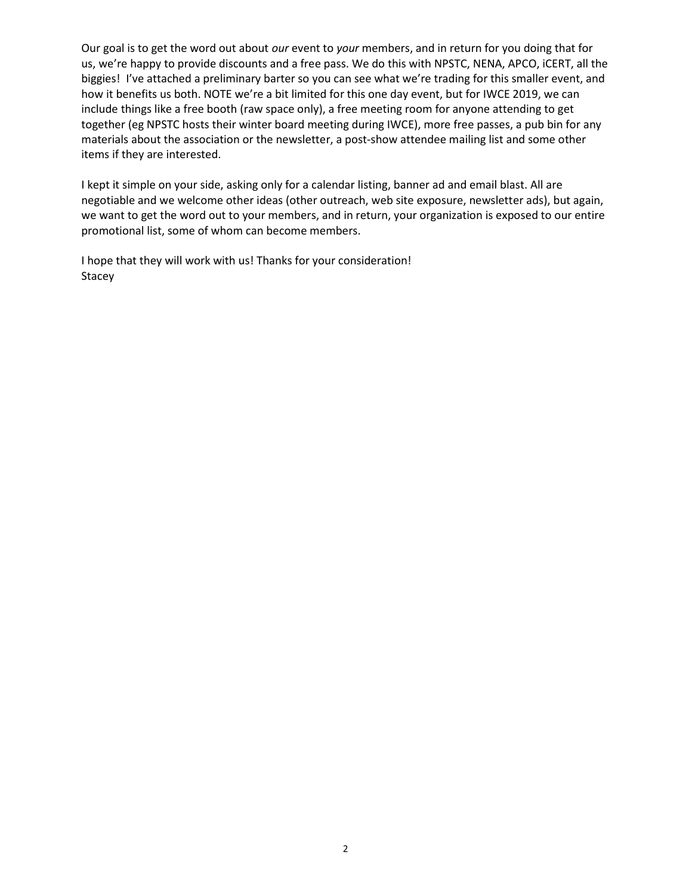Our goal is to get the word out about *our* event to *your* members, and in return for you doing that for us, we're happy to provide discounts and a free pass. We do this with NPSTC, NENA, APCO, iCERT, all the biggies! I've attached a preliminary barter so you can see what we're trading for this smaller event, and how it benefits us both. NOTE we're a bit limited for this one day event, but for IWCE 2019, we can include things like a free booth (raw space only), a free meeting room for anyone attending to get together (eg NPSTC hosts their winter board meeting during IWCE), more free passes, a pub bin for any materials about the association or the newsletter, a post-show attendee mailing list and some other items if they are interested.

I kept it simple on your side, asking only for a calendar listing, banner ad and email blast. All are negotiable and we welcome other ideas (other outreach, web site exposure, newsletter ads), but again, we want to get the word out to your members, and in return, your organization is exposed to our entire promotional list, some of whom can become members.

I hope that they will work with us! Thanks for your consideration!
Stacey